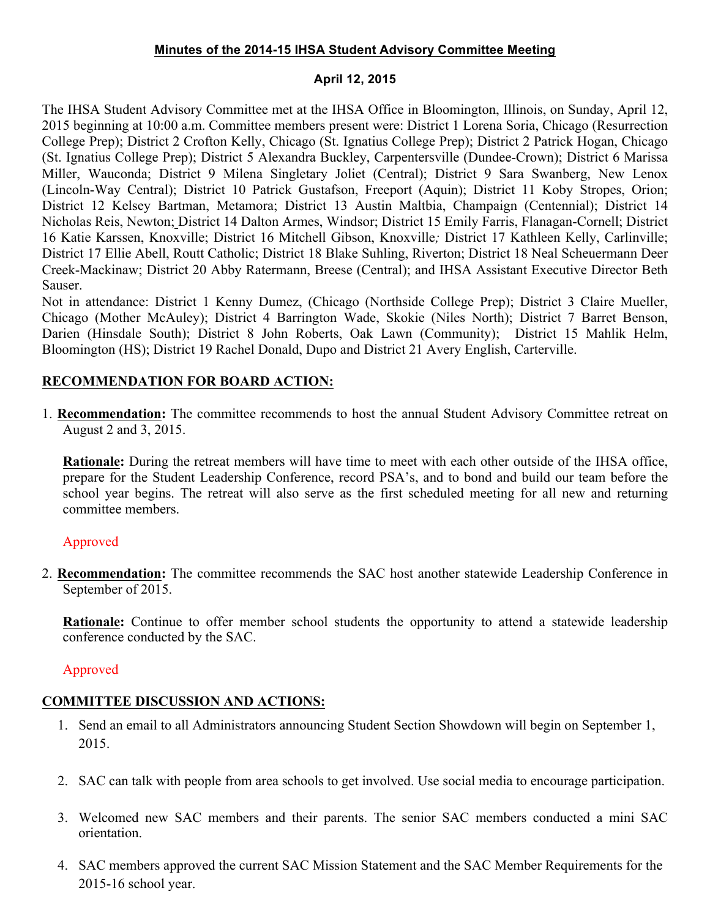**Minutes of the 2014-15 IHSA Student Advisory Committee Meeting**

**April 12, 2015**

The IHSA Student Advisory Committee met at the IHSA Office in Bloomington, Illinois, on Sunday, April 12, 2015 beginning at 10:00 a.m. Committee members present were: District 1 Lorena Soria, Chicago (Resurrection College Prep); District 2 Crofton Kelly, Chicago (St. Ignatius College Prep); District 2 Patrick Hogan, Chicago (St. Ignatius College Prep); District 5 Alexandra Buckley, Carpentersville (Dundee-Crown); District 6 Marissa Miller, Wauconda; District 9 Milena Singletary Joliet (Central); District 9 Sara Swanberg, New Lenox (Lincoln-Way Central); District 10 Patrick Gustafson, Freeport (Aquin); District 11 Koby Stropes, Orion; District 12 Kelsey Bartman, Metamora; District 13 Austin Maltbia, Champaign (Centennial); District 14 Nicholas Reis, Newton; District 14 Dalton Armes, Windsor; District 15 Emily Farris, Flanagan-Cornell; District 16 Katie Karssen, Knoxville; District 16 Mitchell Gibson, Knoxville; District 17 Kathleen Kelly, Carlinville; District 17 Ellie Abell, Routt Catholic; District 18 Blake Suhling, Riverton; District 18 Neal Scheuermann Deer Creek-Mackinaw; District 20 Abby Ratermann, Breese (Central); and IHSA Assistant Executive Director Beth Sauser.
Not in attendance: District 1 Kenny Dumez, (Chicago (Northside College Prep); District 3 Claire Mueller, Chicago (Mother McAuley); District 4 Barrington Wade, Skokie (Niles North); District 7 Barret Benson, Darien (Hinsdale South); District 8 John Roberts, Oak Lawn (Community); District 15 Mahlik Helm, Bloomington (HS); District 19 Rachel Donald, Dupo and District 21 Avery English, Carterville.

**RECOMMENDATION FOR BOARD ACTION:**

1. **Recommendation:** The committee recommends to host the annual Student Advisory Committee retreat on August 2 and 3, 2015.

   **Rationale:** During the retreat members will have time to meet with each other outside of the IHSA office, prepare for the Student Leadership Conference, record PSA's, and to bond and build our team before the school year begins. The retreat will also serve as the first scheduled meeting for all new and returning committee members.

   Approved

2. **Recommendation:** The committee recommends the SAC host another statewide Leadership Conference in September of 2015.

   **Rationale:** Continue to offer member school students the opportunity to attend a statewide leadership conference conducted by the SAC.

   Approved

**COMMITTEE DISCUSSION AND ACTIONS:**

1. Send an email to all Administrators announcing Student Section Showdown will begin on September 1, 2015.

2. SAC can talk with people from area schools to get involved. Use social media to encourage participation.

3. Welcomed new SAC members and their parents. The senior SAC members conducted a mini SAC orientation.

4. SAC members approved the current SAC Mission Statement and the SAC Member Requirements for the 2015-16 school year.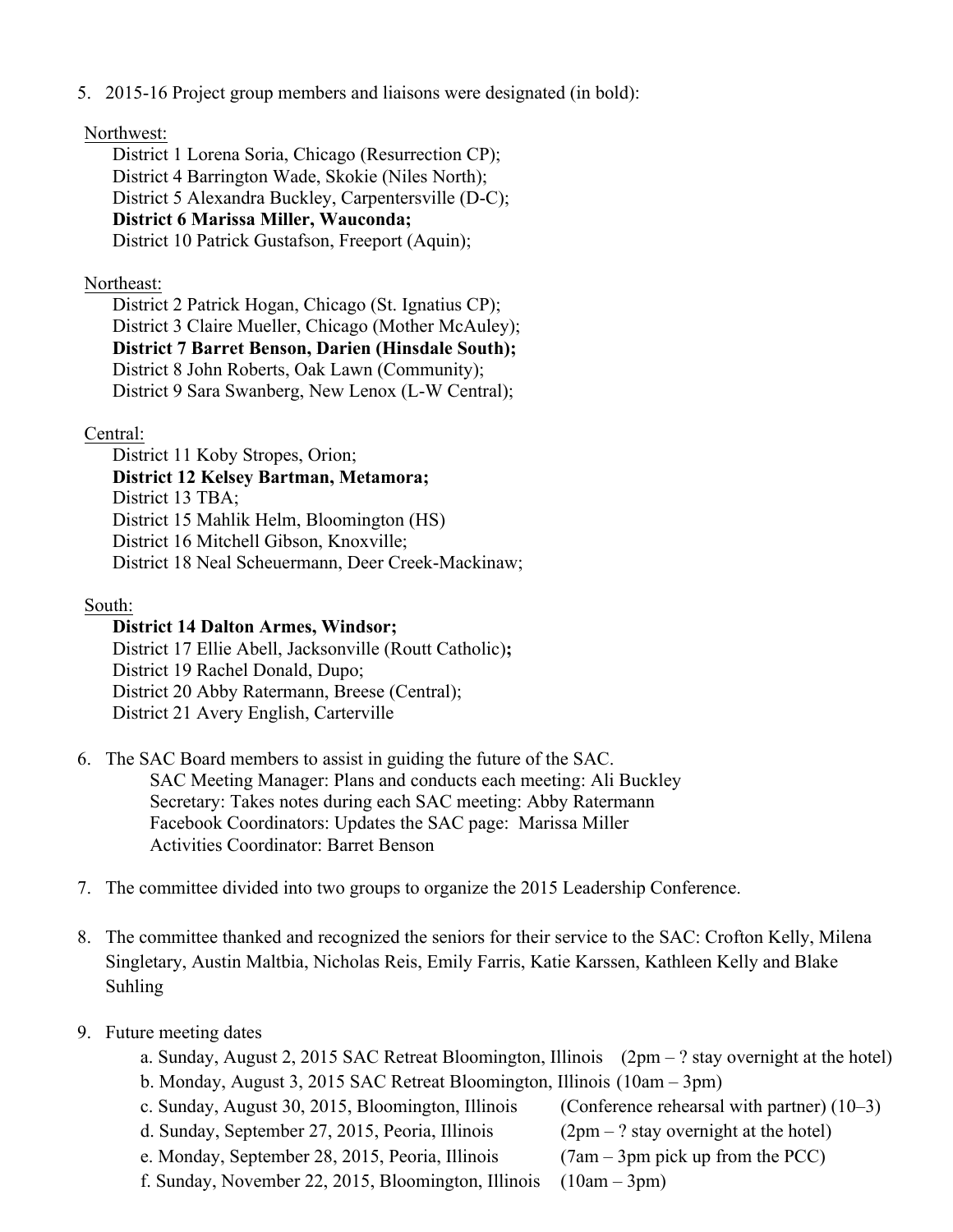5. 2015-16 Project group members and liaisons were designated (in bold):

Northwest:

District 1 Lorena Soria, Chicago (Resurrection CP);
District 4 Barrington Wade, Skokie (Niles North);
District 5 Alexandra Buckley, Carpentersville (D-C);
**District 6 Marissa Miller, Wauconda;**
District 10 Patrick Gustafson, Freeport (Aquin);

Northeast:

District 2 Patrick Hogan, Chicago (St. Ignatius CP);
District 3 Claire Mueller, Chicago (Mother McAuley);
**District 7 Barret Benson, Darien (Hinsdale South);**
District 8 John Roberts, Oak Lawn (Community);
District 9 Sara Swanberg, New Lenox (L-W Central);

Central:

District 11 Koby Stropes, Orion;
**District 12 Kelsey Bartman, Metamora;**
District 13 TBA;
District 15 Mahlik Helm, Bloomington (HS)
District 16 Mitchell Gibson, Knoxville;
District 18 Neal Scheuermann, Deer Creek-Mackinaw;

South:

**District 14 Dalton Armes, Windsor;**
District 17 Ellie Abell, Jacksonville (Routt Catholic)**;**
District 19 Rachel Donald, Dupo;
District 20 Abby Ratermann, Breese (Central);
District 21 Avery English, Carterville

6. The SAC Board members to assist in guiding the future of the SAC.
   SAC Meeting Manager: Plans and conducts each meeting: Ali Buckley
   Secretary: Takes notes during each SAC meeting: Abby Ratermann
   Facebook Coordinators: Updates the SAC page: Marissa Miller
   Activities Coordinator: Barret Benson

7. The committee divided into two groups to organize the 2015 Leadership Conference.

8. The committee thanked and recognized the seniors for their service to the SAC: Crofton Kelly, Milena Singletary, Austin Maltbia, Nicholas Reis, Emily Farris, Katie Karssen, Kathleen Kelly and Blake Suhling

9. Future meeting dates
   a. Sunday, August 2, 2015 SAC Retreat Bloomington, Illinois (2pm – ? stay overnight at the hotel)
   b. Monday, August 3, 2015 SAC Retreat Bloomington, Illinois (10am – 3pm)
   c. Sunday, August 30, 2015, Bloomington, Illinois (Conference rehearsal with partner) (10–3)
   d. Sunday, September 27, 2015, Peoria, Illinois (2pm – ? stay overnight at the hotel)
   e. Monday, September 28, 2015, Peoria, Illinois (7am – 3pm pick up from the PCC)
   f. Sunday, November 22, 2015, Bloomington, Illinois (10am – 3pm)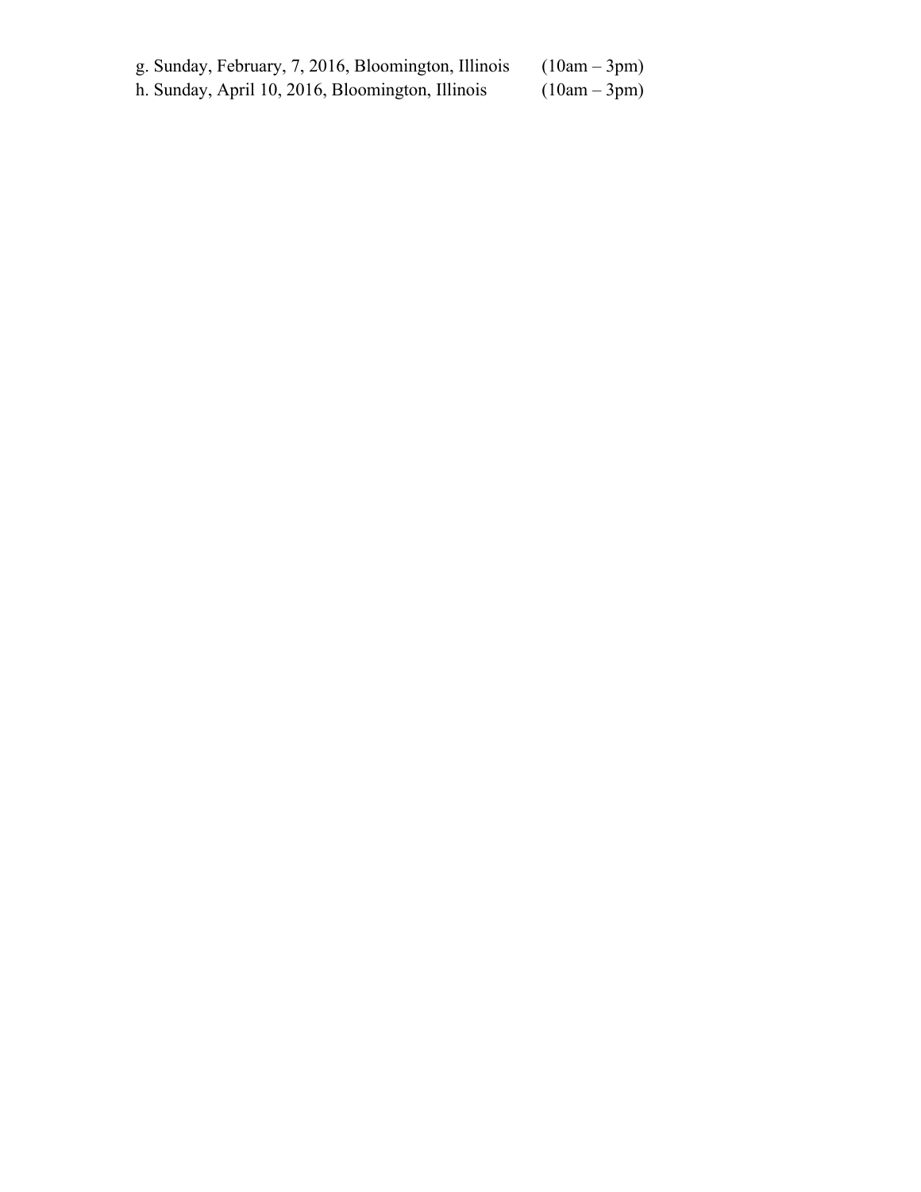g. Sunday, February, 7, 2016, Bloomington, Illinois (10am – 3pm)
h. Sunday, April 10, 2016, Bloomington, Illinois (10am – 3pm)